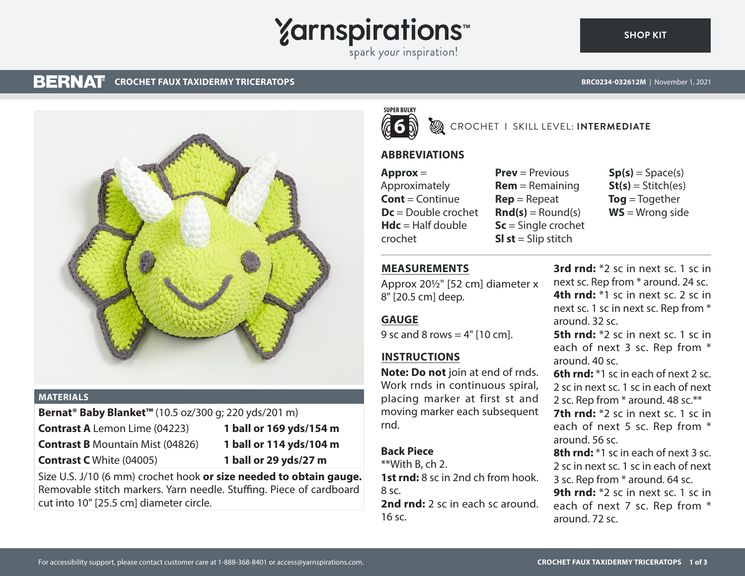# Yarnspirations™

spark your inspiration!

SHOP KIT

**BERNAT®** **CROCHET FAUX TAXIDERMY TRICERATOPS**

BRC0234-032612M | November 1, 2021

## MATERIALS

**Bernat® Baby Blanket™** (10.5 oz/300 g; 220 yds/201 m)

| | |
|---|---|
| **Contrast A** Lemon Lime (04223) | **1 ball or 169 yds/154 m** |
| **Contrast B** Mountain Mist (04826) | **1 ball or 114 yds/104 m** |
| **Contrast C** White (04005) | **1 ball or 29 yds/27 m** |

Size U.S. J/10 (6 mm) crochet hook **or size needed to obtain gauge.** Removable stitch markers. Yarn needle. Stuffing. Piece of cardboard cut into 10" [25.5 cm] diameter circle.

SUPER BULKY 6

CROCHET | SKILL LEVEL: **INTERMEDIATE**

## ABBREVIATIONS

**Approx** = Approximately
**Cont** = Continue
**Dc** = Double crochet
**Hdc** = Half double crochet
**Prev** = Previous
**Rem** = Remaining
**Rep** = Repeat
**Rnd(s)** = Round(s)
**Sc** = Single crochet
**Sl st** = Slip stitch
**Sp(s)** = Space(s)
**St(s)** = Stitch(es)
**Tog** = Together
**WS** = Wrong side

## MEASUREMENTS

Approx 20½" [52 cm] diameter x 8" [20.5 cm] deep.

## GAUGE

9 sc and 8 rows = 4" [10 cm].

## INSTRUCTIONS

**Note: Do not** join at end of rnds. Work rnds in continuous spiral, placing marker at first st and moving marker each subsequent rnd.

### Back Piece

**With B, ch 2.

**1st rnd:** 8 sc in 2nd ch from hook. 8 sc.

**2nd rnd:** 2 sc in each sc around. 16 sc.

**3rd rnd:** *2 sc in next sc. 1 sc in next sc. Rep from * around. 24 sc.

**4th rnd:** *1 sc in next sc. 2 sc in next sc. 1 sc in next sc. Rep from * around. 32 sc.

**5th rnd:** *2 sc in next sc. 1 sc in each of next 3 sc. Rep from * around. 40 sc.

**6th rnd:** *1 sc in each of next 2 sc. 2 sc in next sc. 1 sc in each of next 2 sc. Rep from * around. 48 sc.**

**7th rnd:** *2 sc in next sc. 1 sc in each of next 5 sc. Rep from * around. 56 sc.

**8th rnd:** *1 sc in each of next 3 sc. 2 sc in next sc. 1 sc in each of next 3 sc. Rep from * around. 64 sc.

**9th rnd:** *2 sc in next sc. 1 sc in each of next 7 sc. Rep from * around. 72 sc.

For accessibility support, please contact customer care at 1-888-368-8401 or access@yarnspirations.com.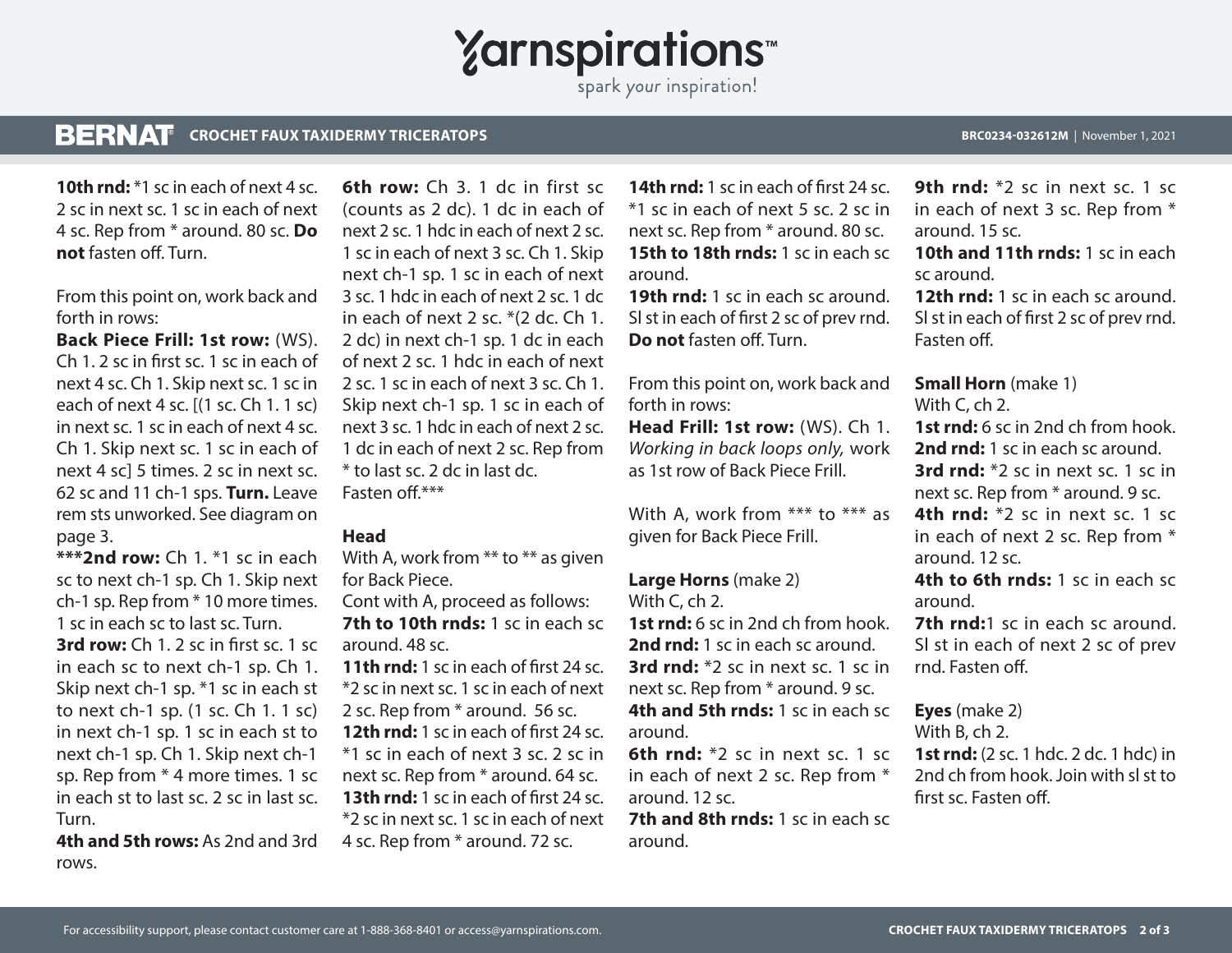**10th rnd:** *1 sc in each of next 4 sc. 2 sc in next sc. 1 sc in each of next 4 sc. Rep from * around. 80 sc. **Do not** fasten off. Turn.

From this point on, work back and forth in rows:

**Back Piece Frill: 1st row:** (WS). Ch 1. 2 sc in first sc. 1 sc in each of next 4 sc. Ch 1. Skip next sc. 1 sc in each of next 4 sc. [(1 sc. Ch 1. 1 sc) in next sc. 1 sc in each of next 4 sc. Ch 1. Skip next sc. 1 sc in each of next 4 sc] 5 times. 2 sc in next sc. 62 sc and 11 ch-1 sps. **Turn.** Leave rem sts unworked. See diagram on page 3.

*****2nd row:** Ch 1. *1 sc in each sc to next ch-1 sp. Ch 1. Skip next ch-1 sp. Rep from * 10 more times. 1 sc in each sc to last sc. Turn.

**3rd row:** Ch 1. 2 sc in first sc. 1 sc in each sc to next ch-1 sp. Ch 1. Skip next ch-1 sp. *1 sc in each st to next ch-1 sp. (1 sc. Ch 1. 1 sc) in next ch-1 sp. 1 sc in each st to next ch-1 sp. Ch 1. Skip next ch-1 sp. Rep from * 4 more times. 1 sc in each st to last sc. 2 sc in last sc. Turn.

**4th and 5th rows:** As 2nd and 3rd rows.

**6th row:** Ch 3. 1 dc in first sc (counts as 2 dc). 1 dc in each of next 2 sc. 1 hdc in each of next 2 sc. 1 sc in each of next 3 sc. Ch 1. Skip next ch-1 sp. 1 sc in each of next 3 sc. 1 hdc in each of next 2 sc. 1 dc in each of next 2 sc. *(2 dc. Ch 1. 2 dc) in next ch-1 sp. 1 dc in each of next 2 sc. 1 hdc in each of next 2 sc. 1 sc in each of next 3 sc. Ch 1. Skip next ch-1 sp. 1 sc in each of next 3 sc. 1 hdc in each of next 2 sc. 1 dc in each of next 2 sc. Rep from * to last sc. 2 dc in last dc. Fasten off.***

## Head

With A, work from ** to ** as given for Back Piece.

Cont with A, proceed as follows:

**7th to 10th rnds:** 1 sc in each sc around. 48 sc.

**11th rnd:** 1 sc in each of first 24 sc. *2 sc in next sc. 1 sc in each of next 2 sc. Rep from * around. 56 sc.

**12th rnd:** 1 sc in each of first 24 sc. *1 sc in each of next 3 sc. 2 sc in next sc. Rep from * around. 64 sc.

**13th rnd:** 1 sc in each of first 24 sc. *2 sc in next sc. 1 sc in each of next 4 sc. Rep from * around. 72 sc.

**14th rnd:** 1 sc in each of first 24 sc. *1 sc in each of next 5 sc. 2 sc in next sc. Rep from * around. 80 sc.

**15th to 18th rnds:** 1 sc in each sc around.

**19th rnd:** 1 sc in each sc around. Sl st in each of first 2 sc of prev rnd. **Do not** fasten off. Turn.

From this point on, work back and forth in rows:

**Head Frill: 1st row:** (WS). Ch 1. *Working in back loops only,* work as 1st row of Back Piece Frill.

With A, work from *** to *** as given for Back Piece Frill.

## Large Horns (make 2)

With C, ch 2.

**1st rnd:** 6 sc in 2nd ch from hook.

**2nd rnd:** 1 sc in each sc around.

**3rd rnd:** *2 sc in next sc. 1 sc in next sc. Rep from * around. 9 sc.

**4th and 5th rnds:** 1 sc in each sc around.

**6th rnd:** *2 sc in next sc. 1 sc in each of next 2 sc. Rep from * around. 12 sc.

**7th and 8th rnds:** 1 sc in each sc around.

**9th rnd:** *2 sc in next sc. 1 sc in each of next 3 sc. Rep from * around. 15 sc.

**10th and 11th rnds:** 1 sc in each sc around.

**12th rnd:** 1 sc in each sc around. Sl st in each of first 2 sc of prev rnd. Fasten off.

## Small Horn (make 1)

With C, ch 2.

**1st rnd:** 6 sc in 2nd ch from hook.

**2nd rnd:** 1 sc in each sc around.

**3rd rnd:** *2 sc in next sc. 1 sc in next sc. Rep from * around. 9 sc.

**4th rnd:** *2 sc in next sc. 1 sc in each of next 2 sc. Rep from * around. 12 sc.

**4th to 6th rnds:** 1 sc in each sc around.

**7th rnd:**1 sc in each sc around. Sl st in each of next 2 sc of prev rnd. Fasten off.

## Eyes (make 2)

With B, ch 2.

**1st rnd:** (2 sc. 1 hdc. 2 dc. 1 hdc) in 2nd ch from hook. Join with sl st to first sc. Fasten off.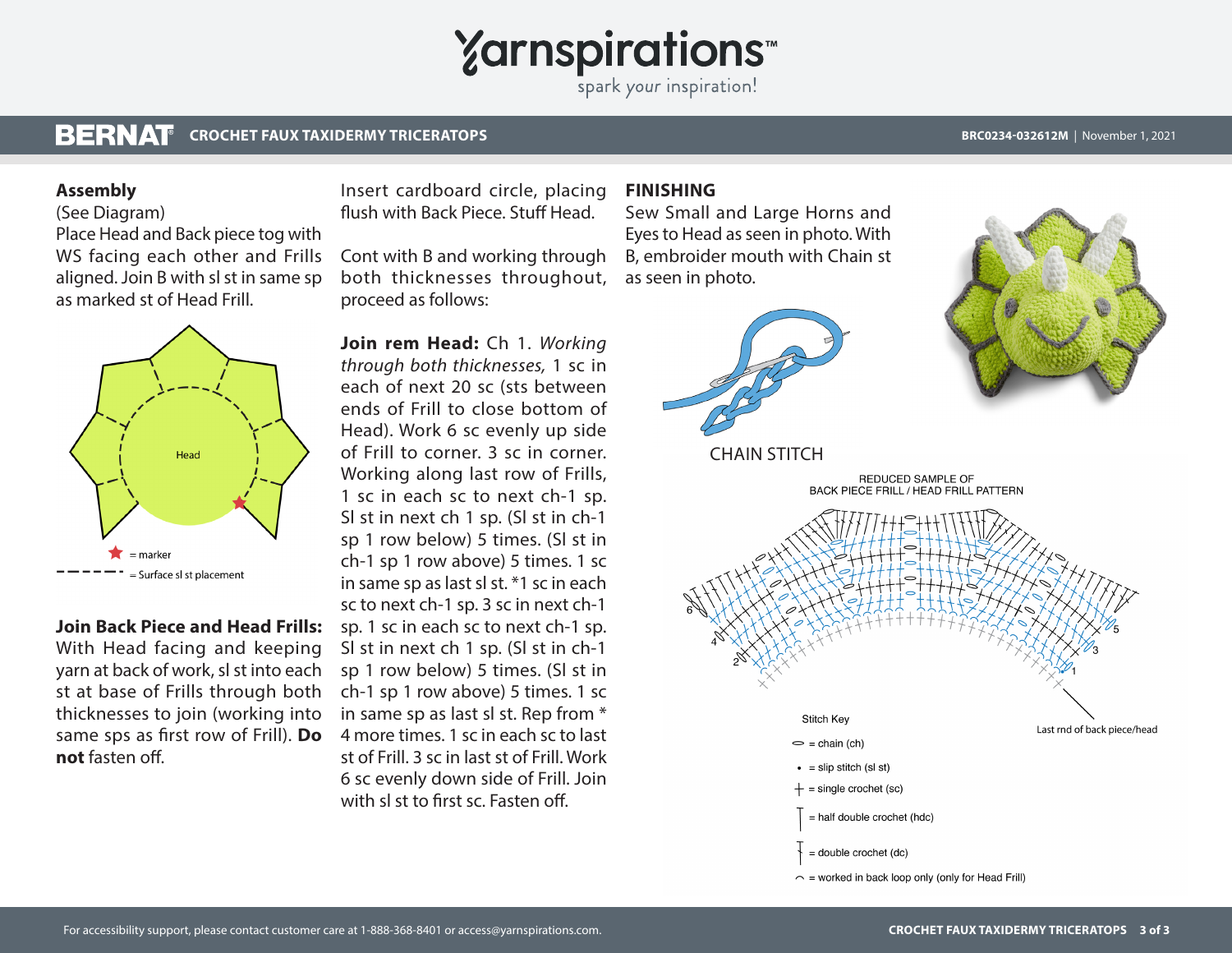## Assembly

(See Diagram)

Place Head and Back piece tog with WS facing each other and Frills aligned. Join B with sl st in same sp as marked st of Head Frill.

Head

= marker

= Surface sl st placement

**Join Back Piece and Head Frills:** With Head facing and keeping yarn at back of work, sl st into each st at base of Frills through both thicknesses to join (working into same sps as first row of Frill). **Do not** fasten off.

Insert cardboard circle, placing flush with Back Piece. Stuff Head.

Cont with B and working through both thicknesses throughout, proceed as follows:

**Join rem Head:** Ch 1. *Working through both thicknesses,* 1 sc in each of next 20 sc (sts between ends of Frill to close bottom of Head). Work 6 sc evenly up side of Frill to corner. 3 sc in corner. Working along last row of Frills, 1 sc in each sc to next ch-1 sp. Sl st in next ch 1 sp. (Sl st in ch-1 sp 1 row below) 5 times. (Sl st in ch-1 sp 1 row above) 5 times. 1 sc in same sp as last sl st. *1 sc in each sc to next ch-1 sp. 3 sc in next ch-1 sp. 1 sc in each sc to next ch-1 sp. Sl st in next ch 1 sp. (Sl st in ch-1 sp 1 row below) 5 times. (Sl st in ch-1 sp 1 row above) 5 times. 1 sc in same sp as last sl st. Rep from * 4 more times. 1 sc in each sc to last st of Frill. 3 sc in last st of Frill. Work 6 sc evenly down side of Frill. Join with sl st to first sc. Fasten off.

## FINISHING

Sew Small and Large Horns and Eyes to Head as seen in photo. With B, embroider mouth with Chain st as seen in photo.

CHAIN STITCH

REDUCED SAMPLE OF
BACK PIECE FRILL / HEAD FRILL PATTERN

6
4
2
5
3
1

Last rnd of back piece/head

Stitch Key

= chain (ch)

= slip stitch (sl st)

= single crochet (sc)

= half double crochet (hdc)

= double crochet (dc)

= worked in back loop only (only for Head Frill)